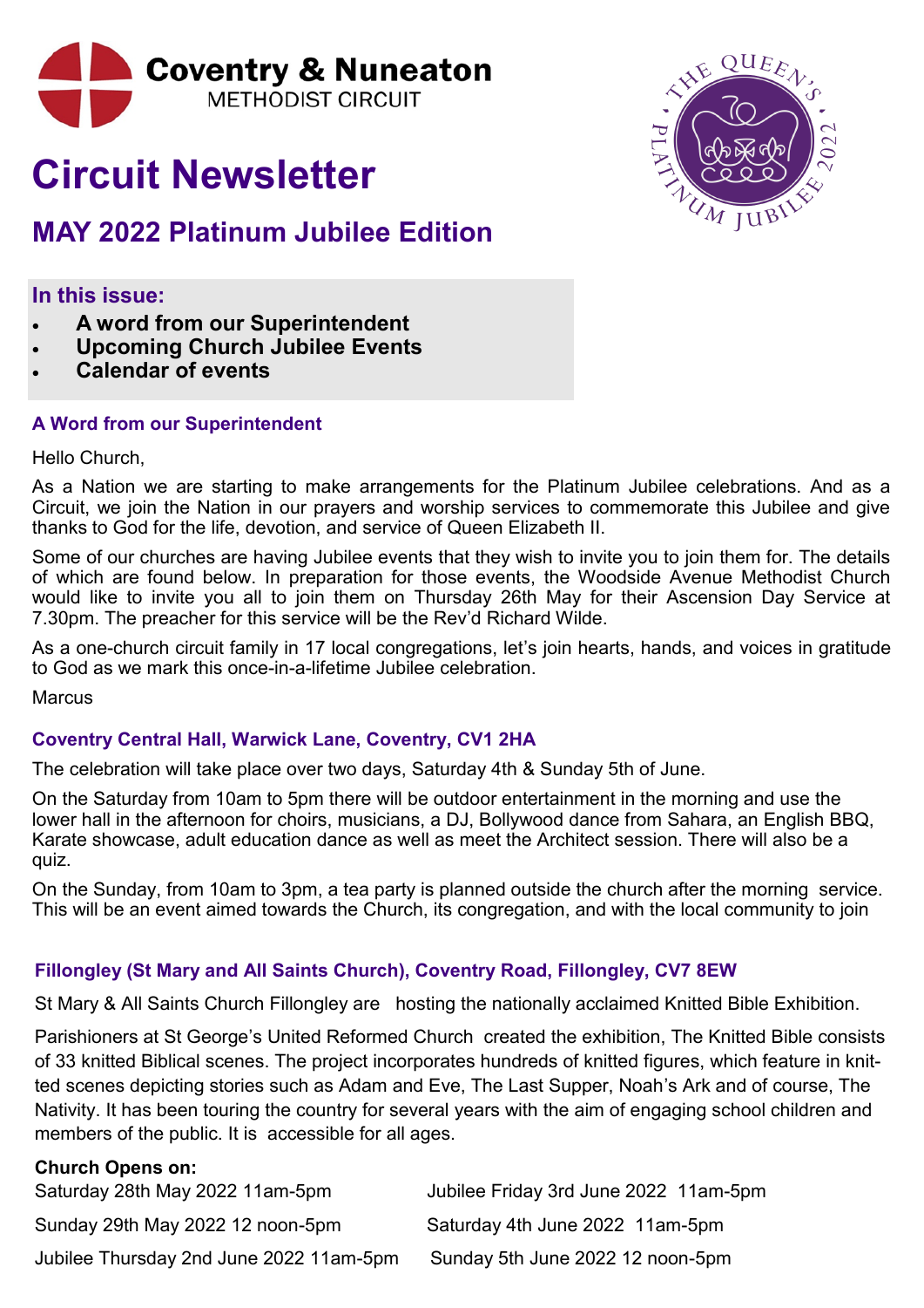Coventry & Nuneaton
METHODIST CIRCUIT

# Circuit Newsletter

## MAY 2022 Platinum Jubilee Edition

### In this issue:

- **A word from our Superintendent**
- **Upcoming Church Jubilee Events**
- **Calendar of events**

### A Word from our Superintendent

Hello Church,

As a Nation we are starting to make arrangements for the Platinum Jubilee celebrations. And as a Circuit, we join the Nation in our prayers and worship services to commemorate this Jubilee and give thanks to God for the life, devotion, and service of Queen Elizabeth II.

Some of our churches are having Jubilee events that they wish to invite you to join them for. The details of which are found below. In preparation for those events, the Woodside Avenue Methodist Church would like to invite you all to join them on Thursday 26th May for their Ascension Day Service at 7.30pm. The preacher for this service will be the Rev'd Richard Wilde.

As a one-church circuit family in 17 local congregations, let's join hearts, hands, and voices in gratitude to God as we mark this once-in-a-lifetime Jubilee celebration.

Marcus

### Coventry Central Hall, Warwick Lane, Coventry, CV1 2HA

The celebration will take place over two days, Saturday 4th & Sunday 5th of June.

On the Saturday from 10am to 5pm there will be outdoor entertainment in the morning and use the lower hall in the afternoon for choirs, musicians, a DJ, Bollywood dance from Sahara, an English BBQ, Karate showcase, adult education dance as well as meet the Architect session. There will also be a quiz.

On the Sunday, from 10am to 3pm, a tea party is planned outside the church after the morning service. This will be an event aimed towards the Church, its congregation, and with the local community to join

### Fillongley (St Mary and All Saints Church), Coventry Road, Fillongley, CV7 8EW

St Mary & All Saints Church Fillongley are hosting the nationally acclaimed Knitted Bible Exhibition.

Parishioners at St George's United Reformed Church created the exhibition, The Knitted Bible consists of 33 knitted Biblical scenes. The project incorporates hundreds of knitted figures, which feature in knitted scenes depicting stories such as Adam and Eve, The Last Supper, Noah's Ark and of course, The Nativity. It has been touring the country for several years with the aim of engaging school children and members of the public. It is accessible for all ages.

**Church Opens on:**

Saturday 28th May 2022 11am-5pm

Sunday 29th May 2022 12 noon-5pm

Jubilee Thursday 2nd June 2022 11am-5pm

Jubilee Friday 3rd June 2022 11am-5pm

Saturday 4th June 2022 11am-5pm

Sunday 5th June 2022 12 noon-5pm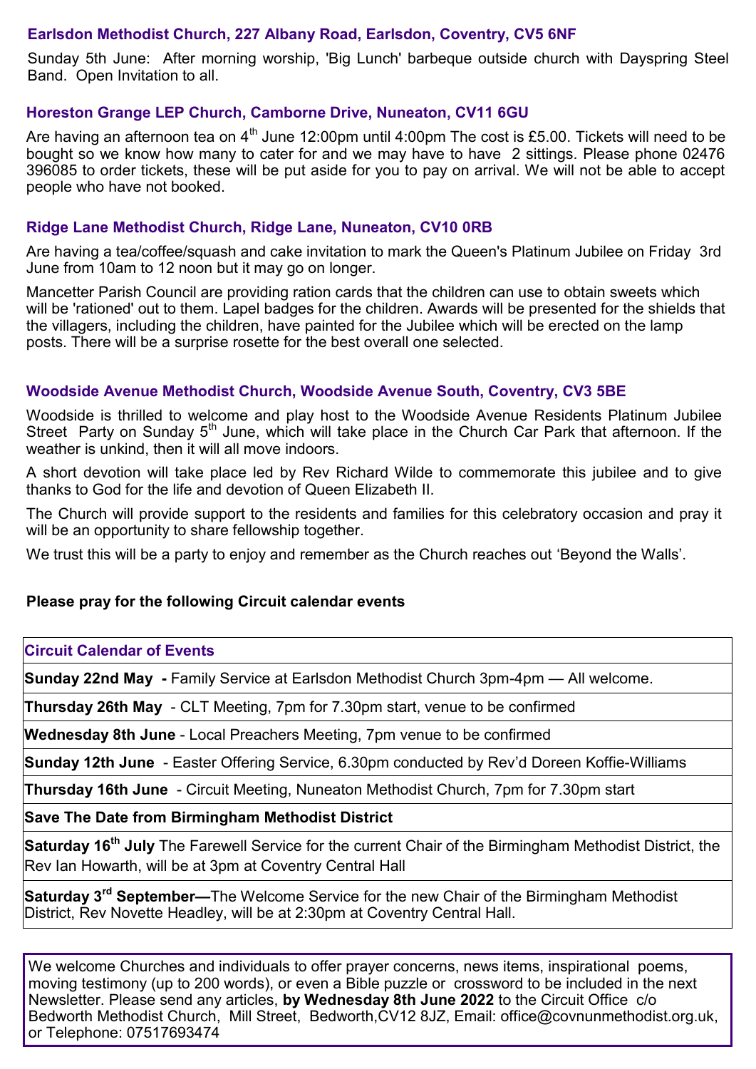### Earlsdon Methodist Church, 227 Albany Road, Earlsdon, Coventry, CV5 6NF

Sunday 5th June: After morning worship, 'Big Lunch' barbeque outside church with Dayspring Steel Band. Open Invitation to all.

### Horeston Grange LEP Church, Camborne Drive, Nuneaton, CV11 6GU

Are having an afternoon tea on 4th June 12:00pm until 4:00pm The cost is £5.00. Tickets will need to be bought so we know how many to cater for and we may have to have 2 sittings. Please phone 02476 396085 to order tickets, these will be put aside for you to pay on arrival. We will not be able to accept people who have not booked.

### Ridge Lane Methodist Church, Ridge Lane, Nuneaton, CV10 0RB

Are having a tea/coffee/squash and cake invitation to mark the Queen's Platinum Jubilee on Friday 3rd June from 10am to 12 noon but it may go on longer.

Mancetter Parish Council are providing ration cards that the children can use to obtain sweets which will be 'rationed' out to them. Lapel badges for the children. Awards will be presented for the shields that the villagers, including the children, have painted for the Jubilee which will be erected on the lamp posts. There will be a surprise rosette for the best overall one selected.

### Woodside Avenue Methodist Church, Woodside Avenue South, Coventry, CV3 5BE

Woodside is thrilled to welcome and play host to the Woodside Avenue Residents Platinum Jubilee Street Party on Sunday 5th June, which will take place in the Church Car Park that afternoon. If the weather is unkind, then it will all move indoors.

A short devotion will take place led by Rev Richard Wilde to commemorate this jubilee and to give thanks to God for the life and devotion of Queen Elizabeth II.

The Church will provide support to the residents and families for this celebratory occasion and pray it will be an opportunity to share fellowship together.

We trust this will be a party to enjoy and remember as the Church reaches out 'Beyond the Walls'.

**Please pray for the following Circuit calendar events**

| Circuit Calendar of Events |
|---|
| **Sunday 22nd May -** Family Service at Earlsdon Methodist Church 3pm-4pm — All welcome. |
| **Thursday 26th May** - CLT Meeting, 7pm for 7.30pm start, venue to be confirmed |
| **Wednesday 8th June** - Local Preachers Meeting, 7pm venue to be confirmed |
| **Sunday 12th June** - Easter Offering Service, 6.30pm conducted by Rev'd Doreen Koffie-Williams |
| **Thursday 16th June** - Circuit Meeting, Nuneaton Methodist Church, 7pm for 7.30pm start |
| **Save The Date from Birmingham Methodist District** |
| **Saturday 16th July** The Farewell Service for the current Chair of the Birmingham Methodist District, the Rev Ian Howarth, will be at 3pm at Coventry Central Hall |
| **Saturday 3rd September—**The Welcome Service for the new Chair of the Birmingham Methodist District, Rev Novette Headley, will be at 2:30pm at Coventry Central Hall. |

We welcome Churches and individuals to offer prayer concerns, news items, inspirational poems, moving testimony (up to 200 words), or even a Bible puzzle or crossword to be included in the next Newsletter. Please send any articles, **by Wednesday 8th June 2022** to the Circuit Office c/o Bedworth Methodist Church, Mill Street, Bedworth,CV12 8JZ, Email: office@covnunmethodist.org.uk, or Telephone: 07517693474